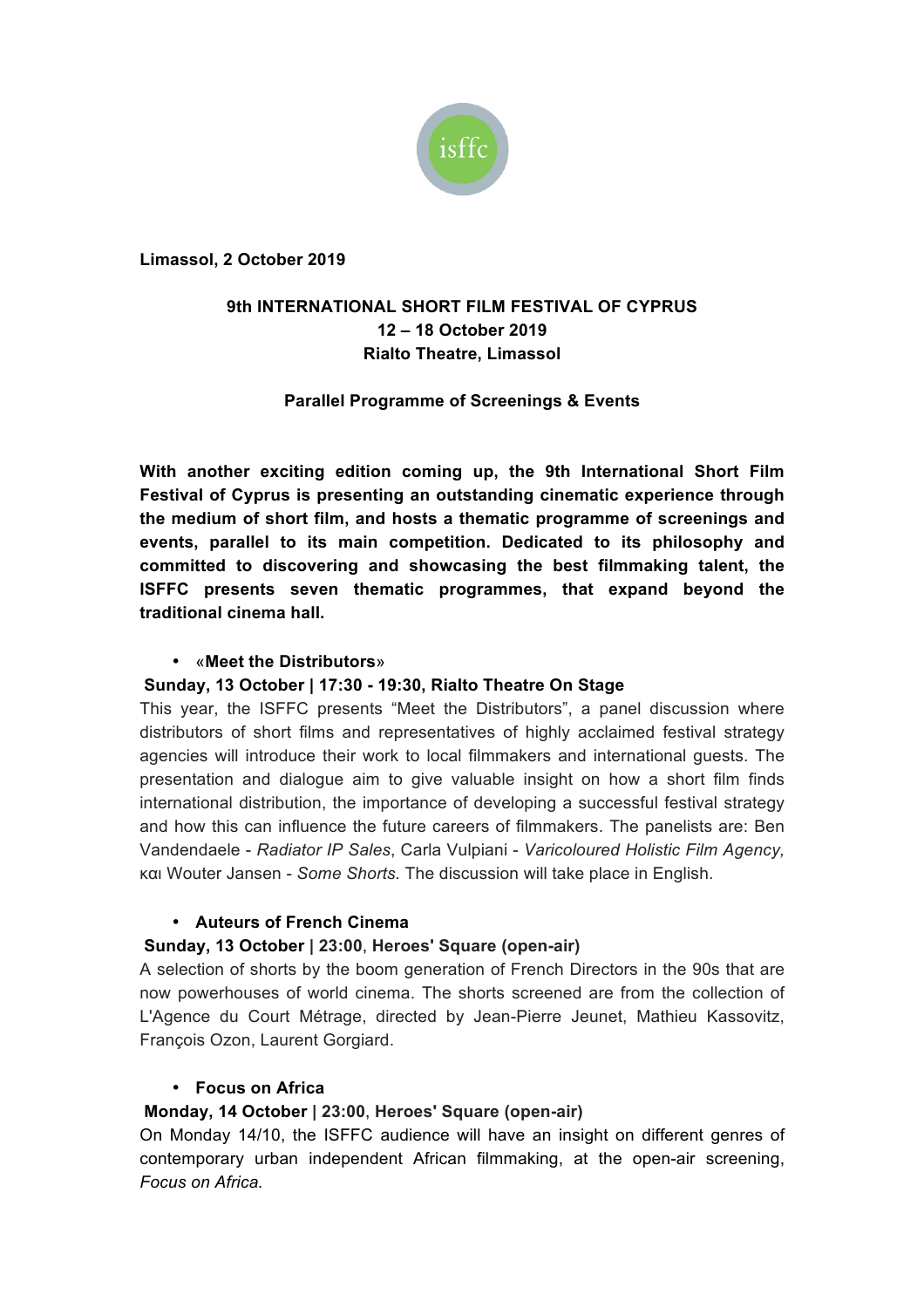isffc

**Limassol, 2 October 2019**

**9th INTERNATIONAL SHORT FILM FESTIVAL OF CYPRUS**
**12 – 18 October 2019**
**Rialto Theatre, Limassol**

**Parallel Programme of Screenings & Events**

**With another exciting edition coming up, the 9th International Short Film Festival of Cyprus is presenting an outstanding cinematic experience through the medium of short film, and hosts a thematic programme of screenings and events, parallel to its main competition. Dedicated to its philosophy and committed to discovering and showcasing the best filmmaking talent, the ISFFC presents seven thematic programmes, that expand beyond the traditional cinema hall.**

- «**Meet the Distributors**»

**Sunday, 13 October | 17:30 - 19:30, Rialto Theatre On Stage**

This year, the ISFFC presents "Meet the Distributors", a panel discussion where distributors of short films and representatives of highly acclaimed festival strategy agencies will introduce their work to local filmmakers and international guests. The presentation and dialogue aim to give valuable insight on how a short film finds international distribution, the importance of developing a successful festival strategy and how this can influence the future careers of filmmakers. The panelists are: Ben Vandendaele - *Radiator IP Sales*, Carla Vulpiani - *Varicoloured Holistic Film Agency,* και Wouter Jansen - *Some Shorts.* The discussion will take place in English.

- **Auteurs of French Cinema**

**Sunday, 13 October | 23:00, Heroes' Square (open-air)**

A selection of shorts by the boom generation of French Directors in the 90s that are now powerhouses of world cinema. The shorts screened are from the collection of L'Agence du Court Métrage, directed by Jean-Pierre Jeunet, Mathieu Kassovitz, François Ozon, Laurent Gorgiard.

- **Focus on Africa**

**Monday, 14 October | 23:00, Heroes' Square (open-air)**

On Monday 14/10, the ISFFC audience will have an insight on different genres of contemporary urban independent African filmmaking, at the open-air screening, *Focus on Africa.*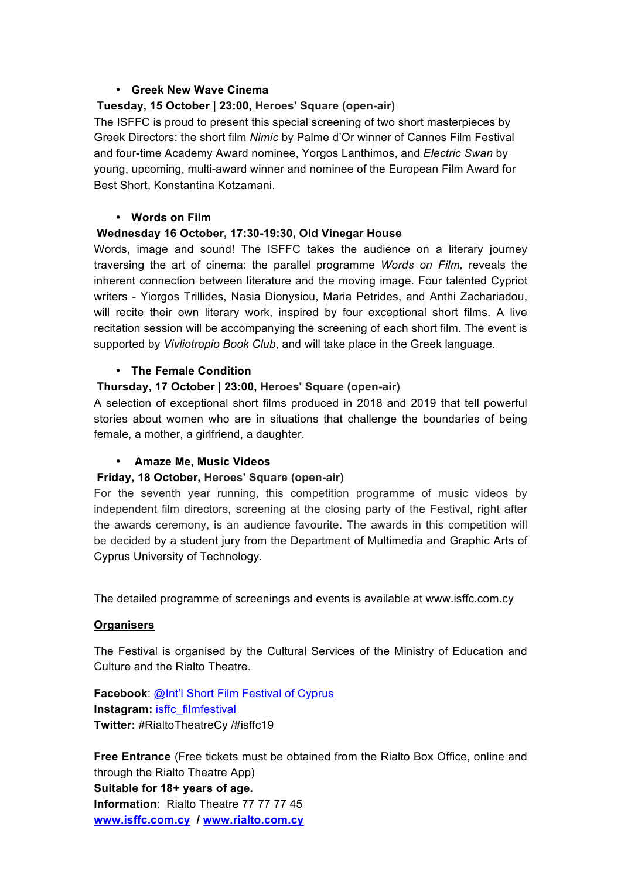- **Greek New Wave Cinema**

**Tuesday, 15 October | 23:00, Heroes' Square (open-air)**

The ISFFC is proud to present this special screening of two short masterpieces by Greek Directors: the short film *Nimic* by Palme d'Or winner of Cannes Film Festival and four-time Academy Award nominee, Yorgos Lanthimos, and *Electric Swan* by young, upcoming, multi-award winner and nominee of the European Film Award for Best Short, Konstantina Kotzamani.

- **Words on Film**

**Wednesday 16 October, 17:30-19:30, Old Vinegar House**

Words, image and sound! The ISFFC takes the audience on a literary journey traversing the art of cinema: the parallel programme *Words on Film,* reveals the inherent connection between literature and the moving image. Four talented Cypriot writers - Yiorgos Trillides, Nasia Dionysiou, Maria Petrides, and Anthi Zachariadou, will recite their own literary work, inspired by four exceptional short films. A live recitation session will be accompanying the screening of each short film. The event is supported by *Vivliotropio Book Club*, and will take place in the Greek language.

- **The Female Condition**

**Thursday, 17 October | 23:00, Heroes' Square (open-air)**

A selection of exceptional short films produced in 2018 and 2019 that tell powerful stories about women who are in situations that challenge the boundaries of being female, a mother, a girlfriend, a daughter.

- **Amaze Me, Music Videos**

**Friday, 18 October, Heroes' Square (open-air)**

For the seventh year running, this competition programme of music videos by independent film directors, screening at the closing party of the Festival, right after the awards ceremony, is an audience favourite. The awards in this competition will be decided by a student jury from the Department of Multimedia and Graphic Arts of Cyprus University of Technology.

The detailed programme of screenings and events is available at www.isffc.com.cy

## Organisers

The Festival is organised by the Cultural Services of the Ministry of Education and Culture and the Rialto Theatre.

**Facebook**: @Int'l Short Film Festival of Cyprus
**Instagram:** isffc_filmfestival
**Twitter:** #RialtoTheatreCy /#isffc19

**Free Entrance** (Free tickets must be obtained from the Rialto Box Office, online and through the Rialto Theatre App)
**Suitable for 18+ years of age.**
**Information**: Rialto Theatre 77 77 77 45
**www.isffc.com.cy** / **www.rialto.com.cy**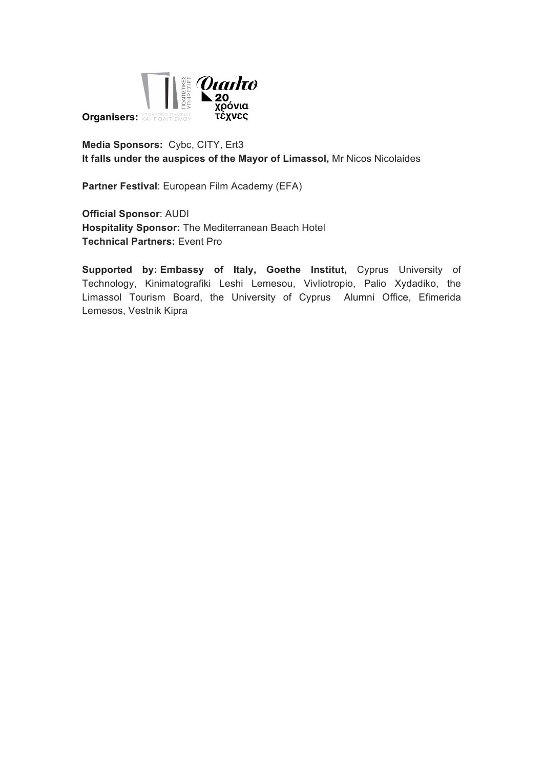**Organisers:**

**Media Sponsors:** Cybc, CITY, Ert3
**It falls under the auspices of the Mayor of Limassol,** Mr Nicos Nicolaides

**Partner Festival**: European Film Academy (EFA)

**Official Sponsor**: AUDI
**Hospitality Sponsor:** The Mediterranean Beach Hotel
**Technical Partners:** Event Pro

**Supported by: Embassy of Italy, Goethe Institut,** Cyprus University of Technology, Kinimatografiki Leshi Lemesou, Vivliotropio, Palio Xydadiko, the Limassol Tourism Board, the University of Cyprus Alumni Office, Efimerida Lemesos, Vestnik Kipra